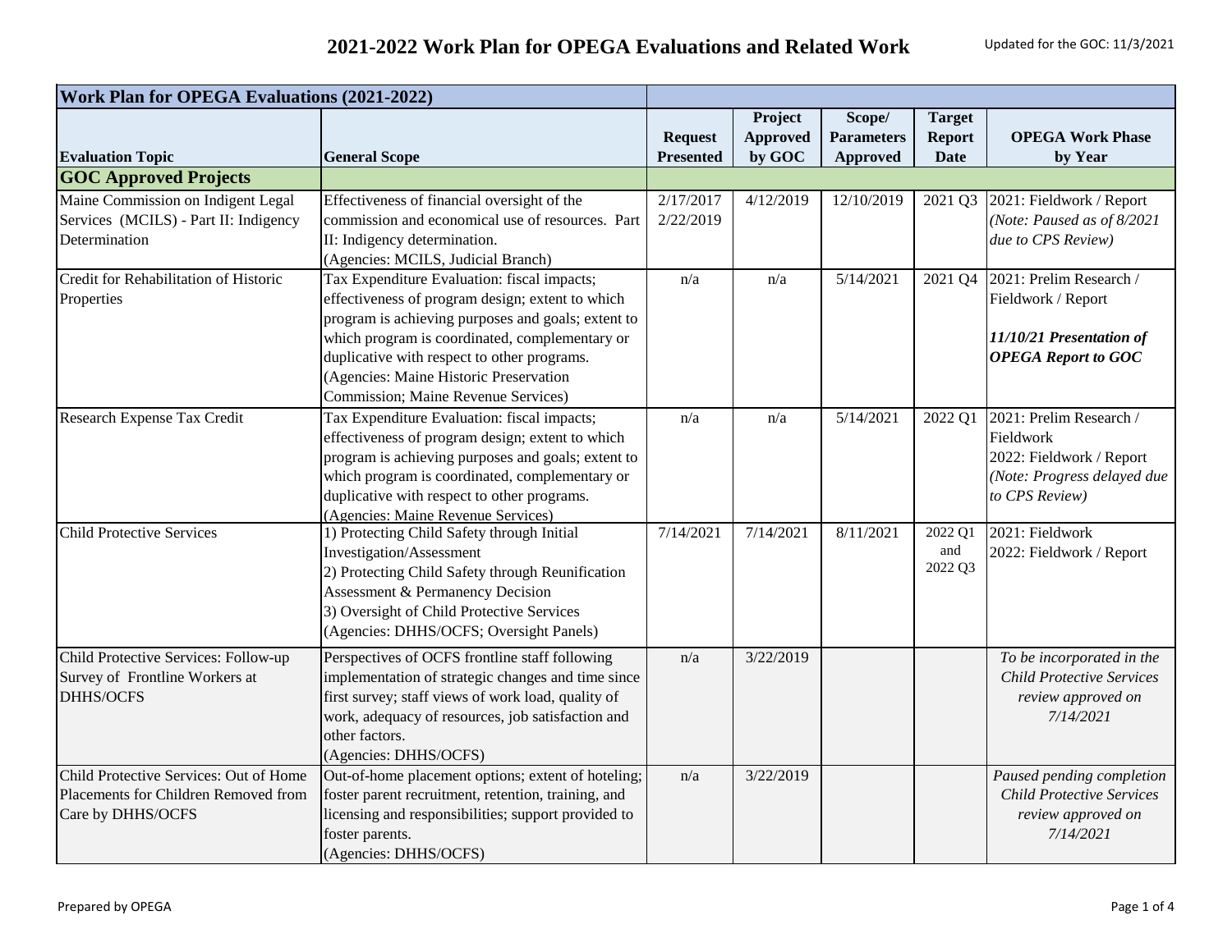# 2021-2022 Work Plan for OPEGA Evaluations and Related Work

Updated for the GOC: 11/3/2021

| Work Plan for OPEGA Evaluations (2021-2022) | | | | | | |
|---|---|---|---|---|---|---|
| **Evaluation Topic** | **General Scope** | **Request Presented** | **Project Approved by GOC** | **Scope/ Parameters Approved** | **Target Report Date** | **OPEGA Work Phase by Year** |
| **GOC Approved Projects** | | | | | | |
| Maine Commission on Indigent Legal Services (MCILS) - Part II: Indigency Determination | Effectiveness of financial oversight of the commission and economical use of resources. Part II: Indigency determination. (Agencies: MCILS, Judicial Branch) | 2/17/2017 2/22/2019 | 4/12/2019 | 12/10/2019 | 2021 Q3 | 2021: Fieldwork / Report *(Note: Paused as of 8/2021 due to CPS Review)* |
| Credit for Rehabilitation of Historic Properties | Tax Expenditure Evaluation: fiscal impacts; effectiveness of program design; extent to which program is achieving purposes and goals; extent to which program is coordinated, complementary or duplicative with respect to other programs. (Agencies: Maine Historic Preservation Commission; Maine Revenue Services) | n/a | n/a | 5/14/2021 | 2021 Q4 | 2021: Prelim Research / Fieldwork / Report ***11/10/21 Presentation of OPEGA Report to GOC*** |
| Research Expense Tax Credit | Tax Expenditure Evaluation: fiscal impacts; effectiveness of program design; extent to which program is achieving purposes and goals; extent to which program is coordinated, complementary or duplicative with respect to other programs. (Agencies: Maine Revenue Services) | n/a | n/a | 5/14/2021 | 2022 Q1 | 2021: Prelim Research / Fieldwork 2022: Fieldwork / Report *(Note: Progress delayed due to CPS Review)* |
| Child Protective Services | 1) Protecting Child Safety through Initial Investigation/Assessment 2) Protecting Child Safety through Reunification Assessment & Permanency Decision 3) Oversight of Child Protective Services (Agencies: DHHS/OCFS; Oversight Panels) | 7/14/2021 | 7/14/2021 | 8/11/2021 | 2022 Q1 and 2022 Q3 | 2021: Fieldwork 2022: Fieldwork / Report |
| Child Protective Services: Follow-up Survey of Frontline Workers at DHHS/OCFS | Perspectives of OCFS frontline staff following implementation of strategic changes and time since first survey; staff views of work load, quality of work, adequacy of resources, job satisfaction and other factors. (Agencies: DHHS/OCFS) | n/a | 3/22/2019 | | | *To be incorporated in the Child Protective Services review approved on 7/14/2021* |
| Child Protective Services: Out of Home Placements for Children Removed from Care by DHHS/OCFS | Out-of-home placement options; extent of hoteling; foster parent recruitment, retention, training, and licensing and responsibilities; support provided to foster parents. (Agencies: DHHS/OCFS) | n/a | 3/22/2019 | | | *Paused pending completion Child Protective Services review approved on 7/14/2021* |

Prepared by OPEGA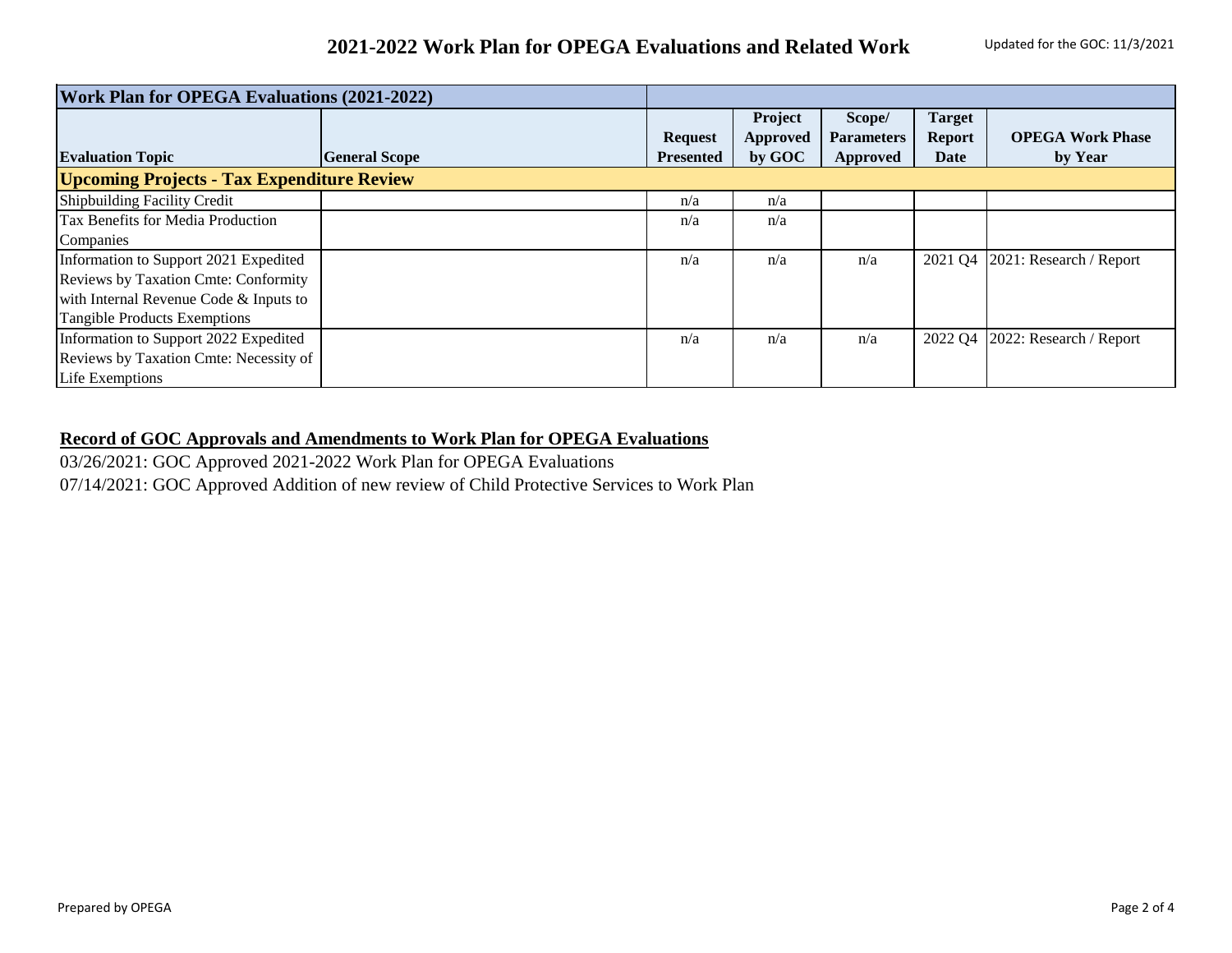# 2021-2022 Work Plan for OPEGA Evaluations and Related Work

Updated for the GOC: 11/3/2021

| Work Plan for OPEGA Evaluations (2021-2022) | | | | | | |
|---|---|---|---|---|---|---|
| **Evaluation Topic** | **General Scope** | **Request Presented** | **Project Approved by GOC** | **Scope/ Parameters Approved** | **Target Report Date** | **OPEGA Work Phase by Year** |
| **Upcoming Projects - Tax Expenditure Review** | | | | | | |
| Shipbuilding Facility Credit | | n/a | n/a | | | |
| Tax Benefits for Media Production Companies | | n/a | n/a | | | |
| Information to Support 2021 Expedited Reviews by Taxation Cmte: Conformity with Internal Revenue Code & Inputs to Tangible Products Exemptions | | n/a | n/a | n/a | 2021 Q4 | 2021: Research / Report |
| Information to Support 2022 Expedited Reviews by Taxation Cmte: Necessity of Life Exemptions | | n/a | n/a | n/a | 2022 Q4 | 2022: Research / Report |

**Record of GOC Approvals and Amendments to Work Plan for OPEGA Evaluations**

03/26/2021: GOC Approved 2021-2022 Work Plan for OPEGA Evaluations

07/14/2021: GOC Approved Addition of new review of Child Protective Services to Work Plan

Prepared by OPEGA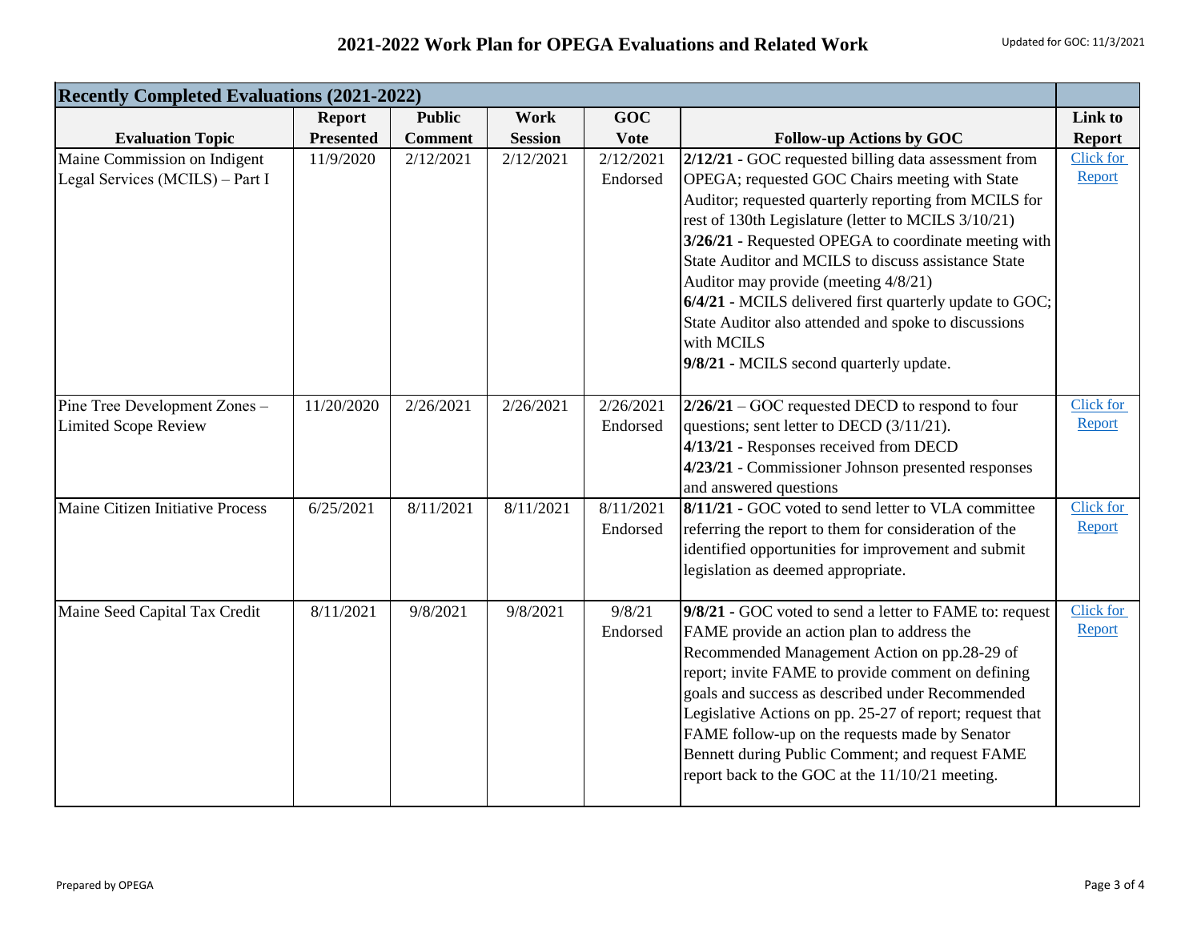# 2021-2022 Work Plan for OPEGA Evaluations and Related Work

Updated for GOC: 11/3/2021

| Recently Completed Evaluations (2021-2022) | | | | | | |
|---|---|---|---|---|---|---|
| **Evaluation Topic** | **Report Presented** | **Public Comment** | **Work Session** | **GOC Vote** | **Follow-up Actions by GOC** | **Link to Report** |
| Maine Commission on Indigent Legal Services (MCILS) – Part I | 11/9/2020 | 2/12/2021 | 2/12/2021 | 2/12/2021 Endorsed | **2/12/21** - GOC requested billing data assessment from OPEGA; requested GOC Chairs meeting with State Auditor; requested quarterly reporting from MCILS for rest of 130th Legislature (letter to MCILS 3/10/21) **3/26/21** - Requested OPEGA to coordinate meeting with State Auditor and MCILS to discuss assistance State Auditor may provide (meeting 4/8/21) **6/4/21** - MCILS delivered first quarterly update to GOC; State Auditor also attended and spoke to discussions with MCILS **9/8/21** - MCILS second quarterly update. | Click for Report |
| Pine Tree Development Zones – Limited Scope Review | 11/20/2020 | 2/26/2021 | 2/26/2021 | 2/26/2021 Endorsed | **2/26/21** – GOC requested DECD to respond to four questions; sent letter to DECD (3/11/21). **4/13/21** - Responses received from DECD **4/23/21** - Commissioner Johnson presented responses and answered questions | Click for Report |
| Maine Citizen Initiative Process | 6/25/2021 | 8/11/2021 | 8/11/2021 | 8/11/2021 Endorsed | **8/11/21** - GOC voted to send letter to VLA committee referring the report to them for consideration of the identified opportunities for improvement and submit legislation as deemed appropriate. | Click for Report |
| Maine Seed Capital Tax Credit | 8/11/2021 | 9/8/2021 | 9/8/2021 | 9/8/21 Endorsed | **9/8/21** - GOC voted to send a letter to FAME to: request FAME provide an action plan to address the Recommended Management Action on pp.28-29 of report; invite FAME to provide comment on defining goals and success as described under Recommended Legislative Actions on pp. 25-27 of report; request that FAME follow-up on the requests made by Senator Bennett during Public Comment; and request FAME report back to the GOC at the 11/10/21 meeting. | Click for Report |

Prepared by OPEGA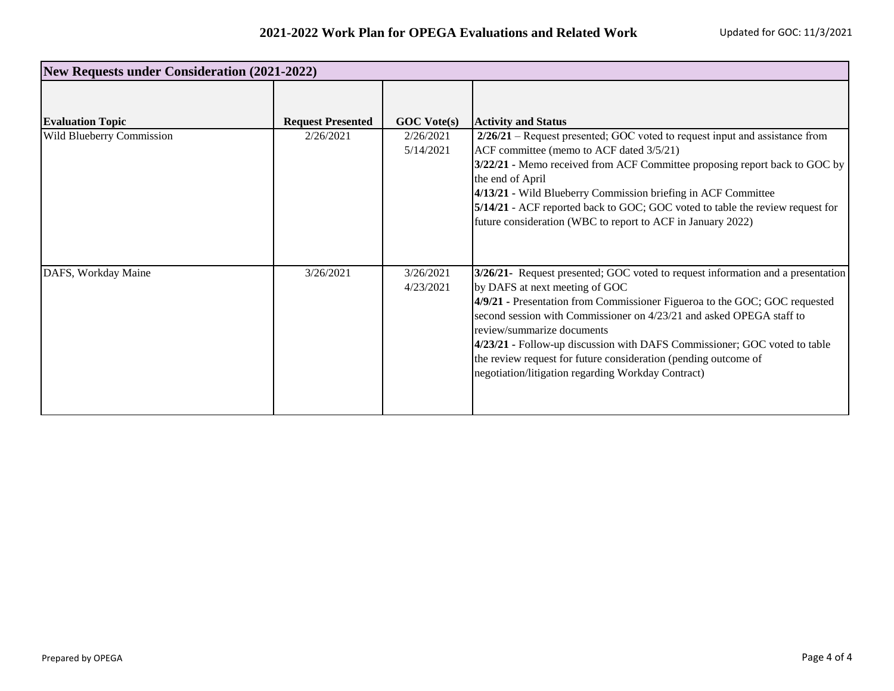## 2021-2022 Work Plan for OPEGA Evaluations and Related Work

Updated for GOC: 11/3/2021

### New Requests under Consideration (2021-2022)

| Evaluation Topic | Request Presented | GOC Vote(s) | Activity and Status |
|---|---|---|---|
| Wild Blueberry Commission | 2/26/2021 | 2/26/2021<br>5/14/2021 | **2/26/21** – Request presented; GOC voted to request input and assistance from ACF committee (memo to ACF dated 3/5/21)<br>**3/22/21 -** Memo received from ACF Committee proposing report back to GOC by the end of April<br>**4/13/21 -** Wild Blueberry Commission briefing in ACF Committee<br>**5/14/21** - ACF reported back to GOC; GOC voted to table the review request for future consideration (WBC to report to ACF in January 2022) |
| DAFS, Workday Maine | 3/26/2021 | 3/26/2021<br>4/23/2021 | **3/26/21-** Request presented; GOC voted to request information and a presentation by DAFS at next meeting of GOC<br>**4/9/21 -** Presentation from Commissioner Figueroa to the GOC; GOC requested second session with Commissioner on 4/23/21 and asked OPEGA staff to review/summarize documents<br>**4/23/21 -** Follow-up discussion with DAFS Commissioner; GOC voted to table the review request for future consideration (pending outcome of negotiation/litigation regarding Workday Contract) |

Prepared by OPEGA